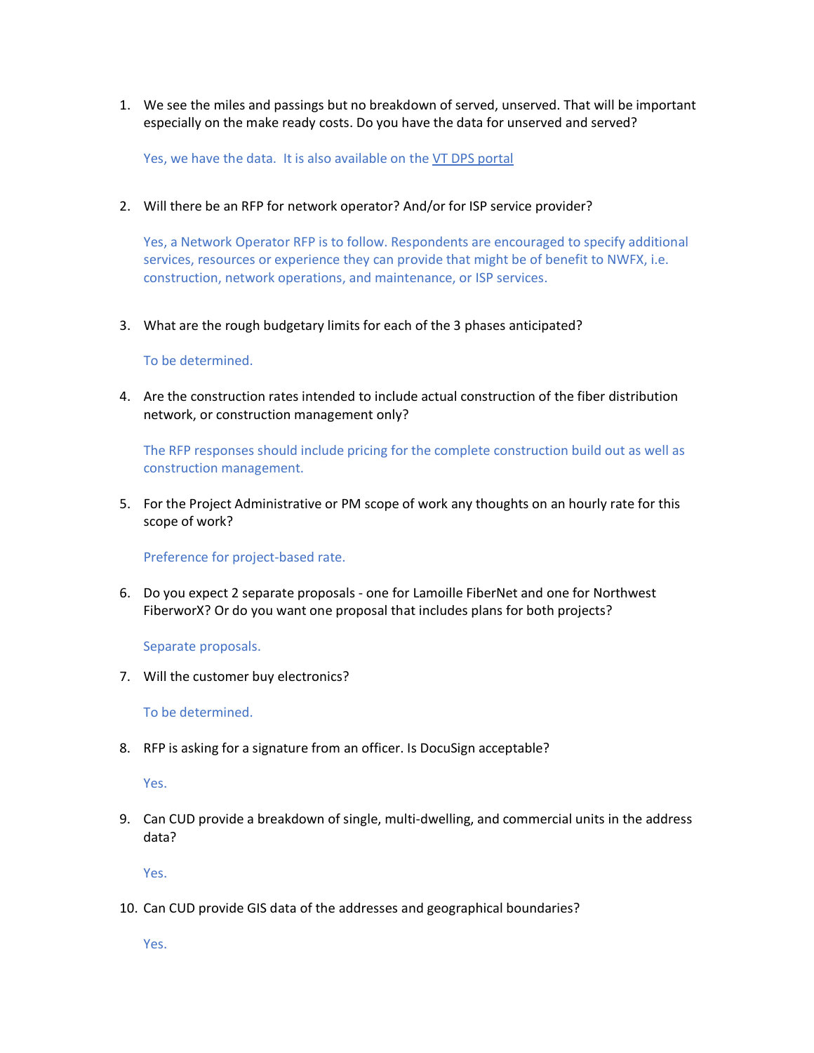1. We see the miles and passings but no breakdown of served, unserved. That will be important especially on the make ready costs. Do you have the data for unserved and served?

   Yes, we have the data. It is also available on the VT DPS portal

2. Will there be an RFP for network operator? And/or for ISP service provider?

   Yes, a Network Operator RFP is to follow. Respondents are encouraged to specify additional services, resources or experience they can provide that might be of benefit to NWFX, i.e. construction, network operations, and maintenance, or ISP services.

3. What are the rough budgetary limits for each of the 3 phases anticipated?

   To be determined.

4. Are the construction rates intended to include actual construction of the fiber distribution network, or construction management only?

   The RFP responses should include pricing for the complete construction build out as well as construction management.

5. For the Project Administrative or PM scope of work any thoughts on an hourly rate for this scope of work?

   Preference for project-based rate.

6. Do you expect 2 separate proposals - one for Lamoille FiberNet and one for Northwest FiberworX? Or do you want one proposal that includes plans for both projects?

   Separate proposals.

7. Will the customer buy electronics?

   To be determined.

8. RFP is asking for a signature from an officer. Is DocuSign acceptable?

   Yes.

9. Can CUD provide a breakdown of single, multi-dwelling, and commercial units in the address data?

   Yes.

10. Can CUD provide GIS data of the addresses and geographical boundaries?

    Yes.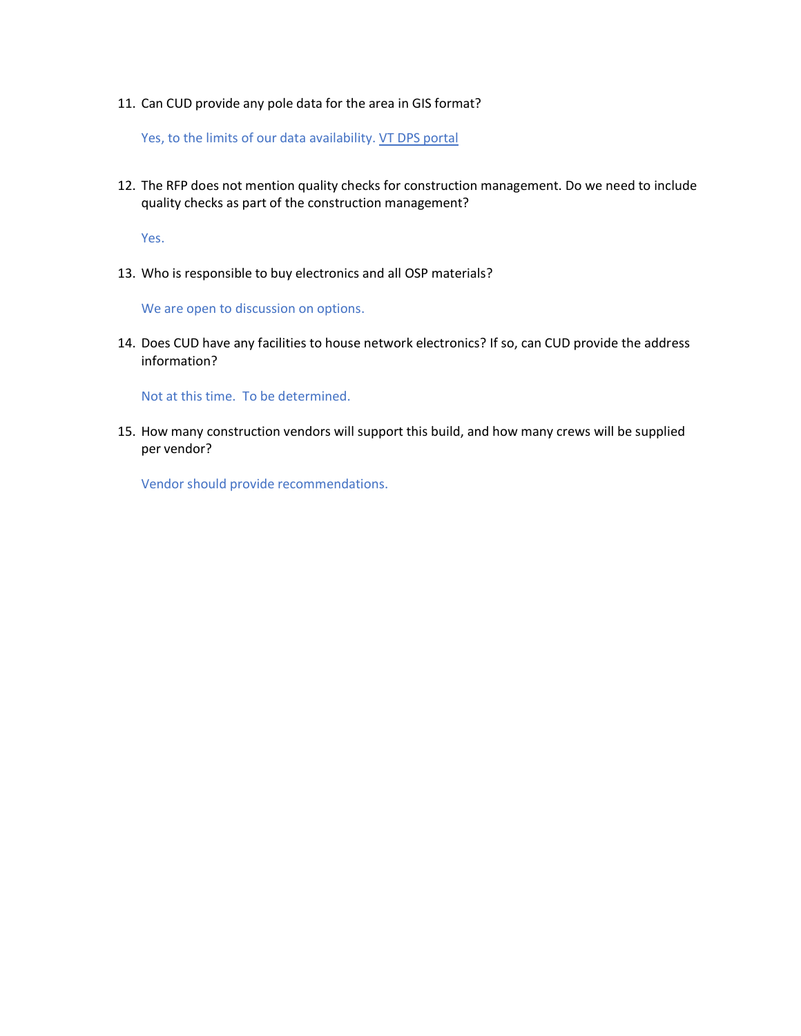11. Can CUD provide any pole data for the area in GIS format?

    Yes, to the limits of our data availability. VT DPS portal

12. The RFP does not mention quality checks for construction management. Do we need to include quality checks as part of the construction management?

    Yes.

13. Who is responsible to buy electronics and all OSP materials?

    We are open to discussion on options.

14. Does CUD have any facilities to house network electronics? If so, can CUD provide the address information?

    Not at this time. To be determined.

15. How many construction vendors will support this build, and how many crews will be supplied per vendor?

    Vendor should provide recommendations.